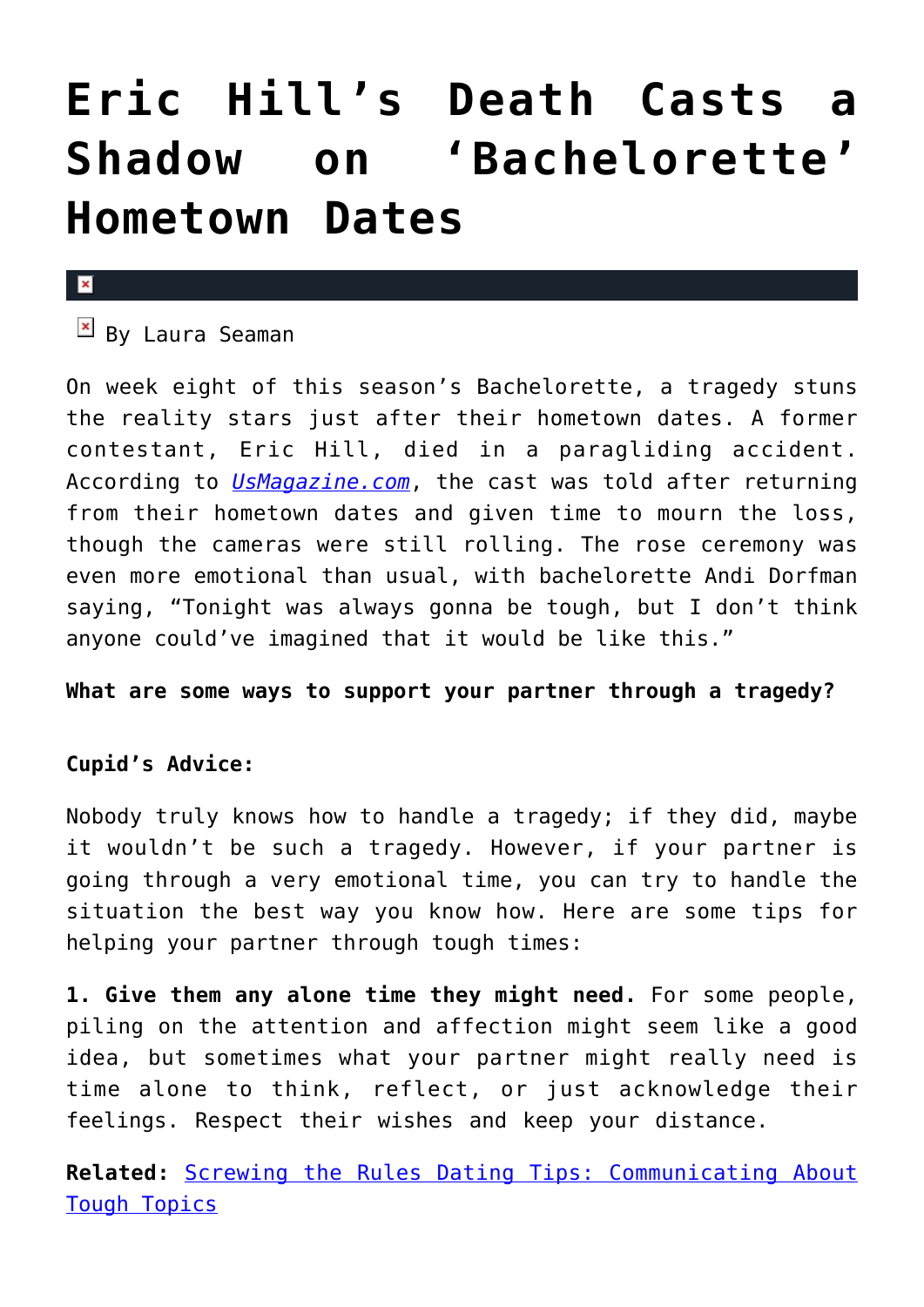# Eric Hill's Death Casts a Shadow on 'Bachelorette' Hometown Dates

By Laura Seaman

On week eight of this season's Bachelorette, a tragedy stuns the reality stars just after their hometown dates. A former contestant, Eric Hill, died in a paragliding accident. According to *UsMagazine.com*, the cast was told after returning from their hometown dates and given time to mourn the loss, though the cameras were still rolling. The rose ceremony was even more emotional than usual, with bachelorette Andi Dorfman saying, "Tonight was always gonna be tough, but I don't think anyone could've imagined that it would be like this."

**What are some ways to support your partner through a tragedy?**

**Cupid's Advice:**

Nobody truly knows how to handle a tragedy; if they did, maybe it wouldn't be such a tragedy. However, if your partner is going through a very emotional time, you can try to handle the situation the best way you know how. Here are some tips for helping your partner through tough times:

**1. Give them any alone time they might need.** For some people, piling on the attention and affection might seem like a good idea, but sometimes what your partner might really need is time alone to think, reflect, or just acknowledge their feelings. Respect their wishes and keep your distance.

**Related:** Screwing the Rules Dating Tips: Communicating About Tough Topics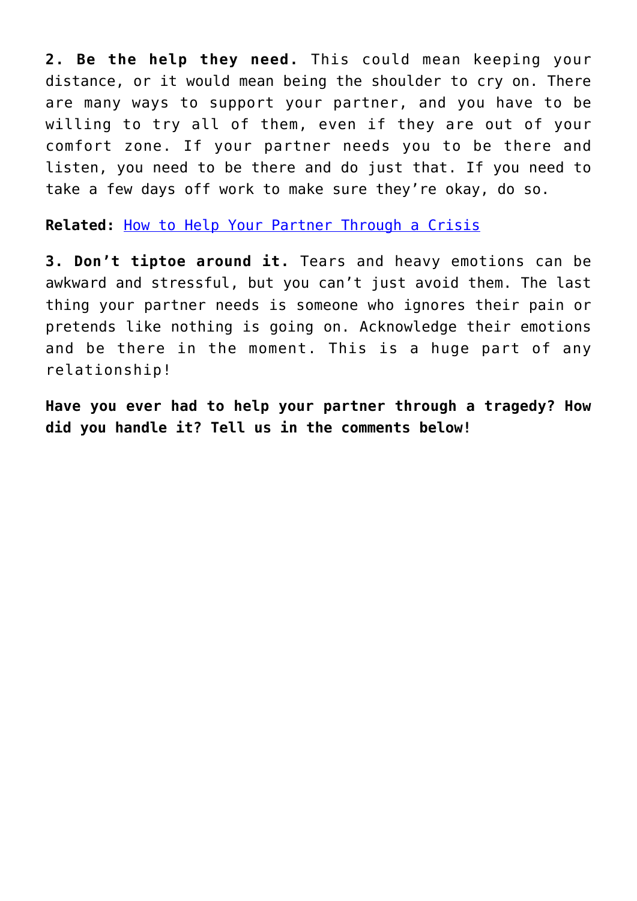**2. Be the help they need.** This could mean keeping your distance, or it would mean being the shoulder to cry on. There are many ways to support your partner, and you have to be willing to try all of them, even if they are out of your comfort zone. If your partner needs you to be there and listen, you need to be there and do just that. If you need to take a few days off work to make sure they're okay, do so.

**Related:** How to Help Your Partner Through a Crisis

**3. Don't tiptoe around it.** Tears and heavy emotions can be awkward and stressful, but you can't just avoid them. The last thing your partner needs is someone who ignores their pain or pretends like nothing is going on. Acknowledge their emotions and be there in the moment. This is a huge part of any relationship!

**Have you ever had to help your partner through a tragedy? How did you handle it? Tell us in the comments below!**